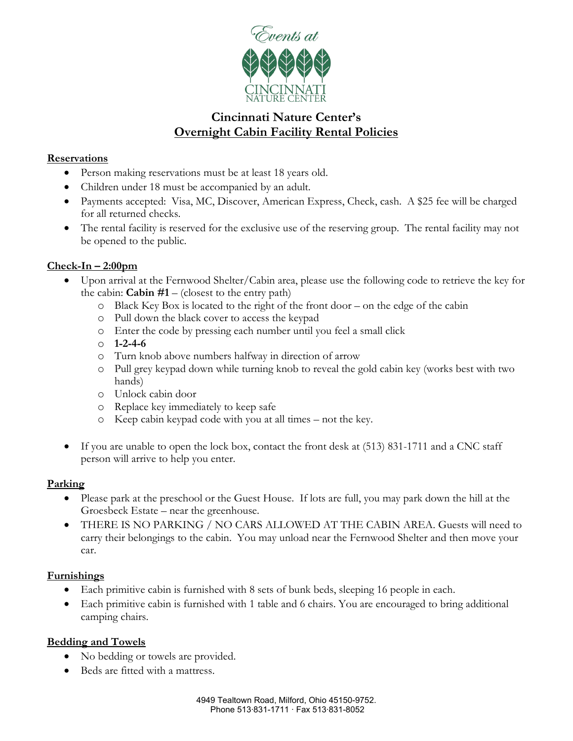Events at

CINCINNATI NATURE CENTER

# Cincinnati Nature Center's
# Overnight Cabin Facility Rental Policies

## Reservations

- Person making reservations must be at least 18 years old.
- Children under 18 must be accompanied by an adult.
- Payments accepted: Visa, MC, Discover, American Express, Check, cash. A $25 fee will be charged for all returned checks.
- The rental facility is reserved for the exclusive use of the reserving group. The rental facility may not be opened to the public.

## Check-In – 2:00pm

- Upon arrival at the Fernwood Shelter/Cabin area, please use the following code to retrieve the key for the cabin: **Cabin #1** – (closest to the entry path)
  - Black Key Box is located to the right of the front door – on the edge of the cabin
  - Pull down the black cover to access the keypad
  - Enter the code by pressing each number until you feel a small click
  - **1-2-4-6**
  - Turn knob above numbers halfway in direction of arrow
  - Pull grey keypad down while turning knob to reveal the gold cabin key (works best with two hands)
  - Unlock cabin door
  - Replace key immediately to keep safe
  - Keep cabin keypad code with you at all times – not the key.

- If you are unable to open the lock box, contact the front desk at (513) 831-1711 and a CNC staff person will arrive to help you enter.

## Parking

- Please park at the preschool or the Guest House. If lots are full, you may park down the hill at the Groesbeck Estate – near the greenhouse.
- THERE IS NO PARKING / NO CARS ALLOWED AT THE CABIN AREA. Guests will need to carry their belongings to the cabin. You may unload near the Fernwood Shelter and then move your car.

## Furnishings

- Each primitive cabin is furnished with 8 sets of bunk beds, sleeping 16 people in each.
- Each primitive cabin is furnished with 1 table and 6 chairs. You are encouraged to bring additional camping chairs.

## Bedding and Towels

- No bedding or towels are provided.
- Beds are fitted with a mattress.

4949 Tealtown Road, Milford, Ohio 45150-9752.
Phone 513·831-1711 · Fax 513·831-8052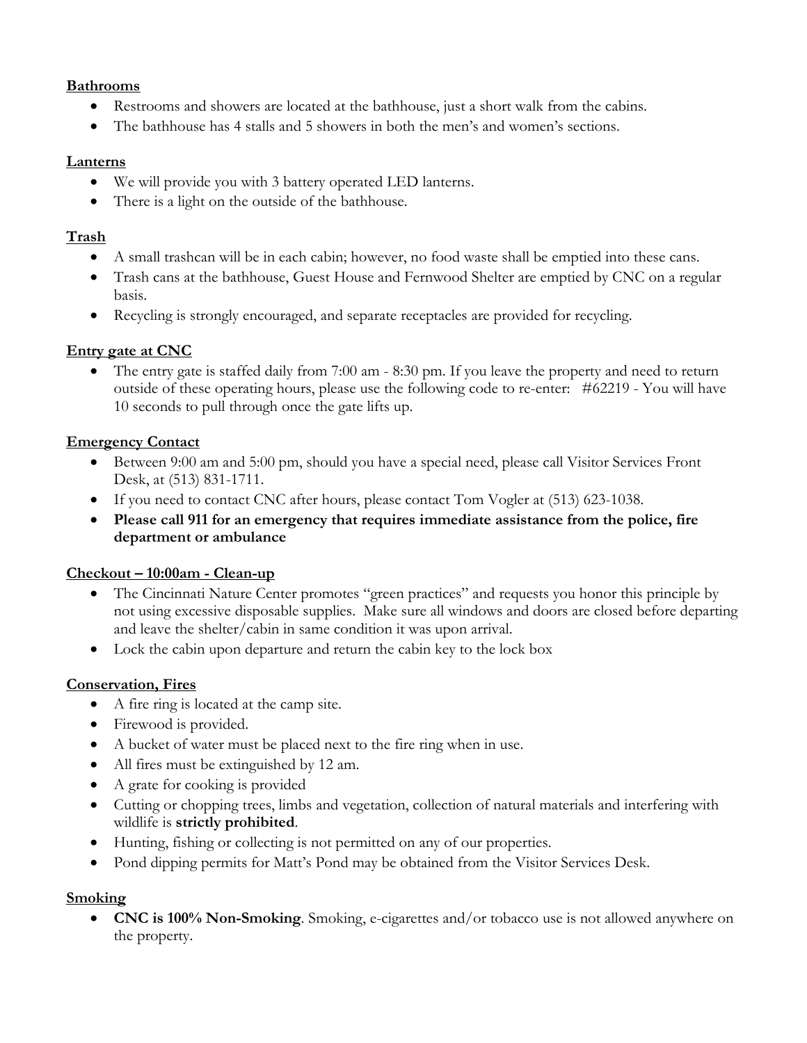**Bathrooms**

- Restrooms and showers are located at the bathhouse, just a short walk from the cabins.
- The bathhouse has 4 stalls and 5 showers in both the men's and women's sections.

**Lanterns**

- We will provide you with 3 battery operated LED lanterns.
- There is a light on the outside of the bathhouse.

**Trash**

- A small trashcan will be in each cabin; however, no food waste shall be emptied into these cans.
- Trash cans at the bathhouse, Guest House and Fernwood Shelter are emptied by CNC on a regular basis.
- Recycling is strongly encouraged, and separate receptacles are provided for recycling.

**Entry gate at CNC**

- The entry gate is staffed daily from 7:00 am - 8:30 pm. If you leave the property and need to return outside of these operating hours, please use the following code to re-enter: #62219 - You will have 10 seconds to pull through once the gate lifts up.

**Emergency Contact**

- Between 9:00 am and 5:00 pm, should you have a special need, please call Visitor Services Front Desk, at (513) 831-1711.
- If you need to contact CNC after hours, please contact Tom Vogler at (513) 623-1038.
- **Please call 911 for an emergency that requires immediate assistance from the police, fire department or ambulance**

**Checkout – 10:00am - Clean-up**

- The Cincinnati Nature Center promotes "green practices" and requests you honor this principle by not using excessive disposable supplies. Make sure all windows and doors are closed before departing and leave the shelter/cabin in same condition it was upon arrival.
- Lock the cabin upon departure and return the cabin key to the lock box

**Conservation, Fires**

- A fire ring is located at the camp site.
- Firewood is provided.
- A bucket of water must be placed next to the fire ring when in use.
- All fires must be extinguished by 12 am.
- A grate for cooking is provided
- Cutting or chopping trees, limbs and vegetation, collection of natural materials and interfering with wildlife is **strictly prohibited**.
- Hunting, fishing or collecting is not permitted on any of our properties.
- Pond dipping permits for Matt's Pond may be obtained from the Visitor Services Desk.

**Smoking**

- **CNC is 100% Non-Smoking**. Smoking, e-cigarettes and/or tobacco use is not allowed anywhere on the property.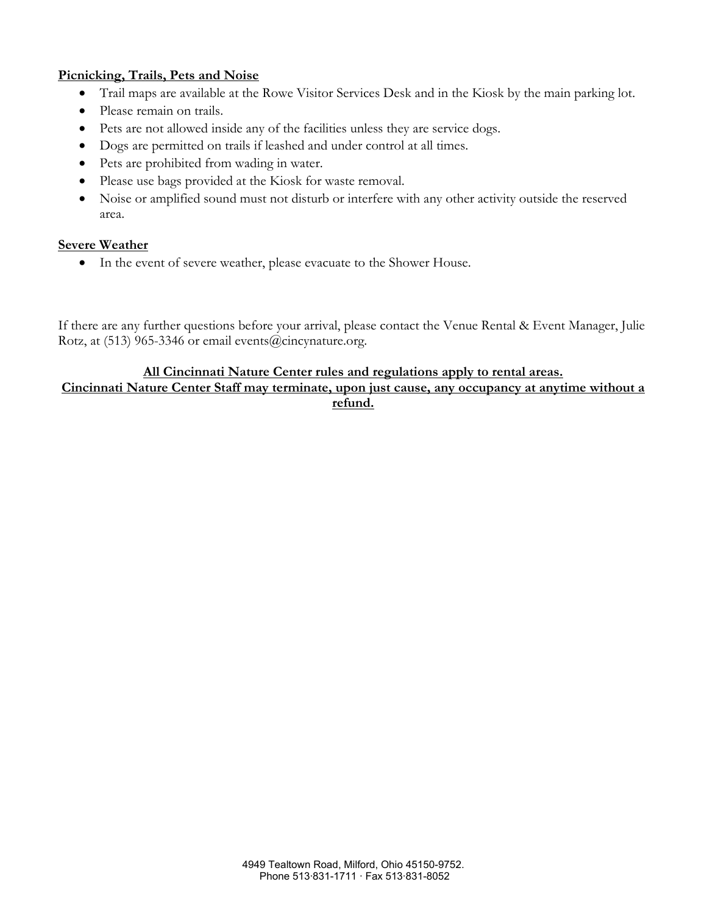**Picnicking, Trails, Pets and Noise**

- Trail maps are available at the Rowe Visitor Services Desk and in the Kiosk by the main parking lot.
- Please remain on trails.
- Pets are not allowed inside any of the facilities unless they are service dogs.
- Dogs are permitted on trails if leashed and under control at all times.
- Pets are prohibited from wading in water.
- Please use bags provided at the Kiosk for waste removal.
- Noise or amplified sound must not disturb or interfere with any other activity outside the reserved area.

**Severe Weather**

- In the event of severe weather, please evacuate to the Shower House.

If there are any further questions before your arrival, please contact the Venue Rental & Event Manager, Julie Rotz, at (513) 965-3346 or email events@cincynature.org.

**All Cincinnati Nature Center rules and regulations apply to rental areas.**
**Cincinnati Nature Center Staff may terminate, upon just cause, any occupancy at anytime without a refund.**

4949 Tealtown Road, Milford, Ohio 45150-9752.
Phone 513·831-1711 · Fax 513·831-8052